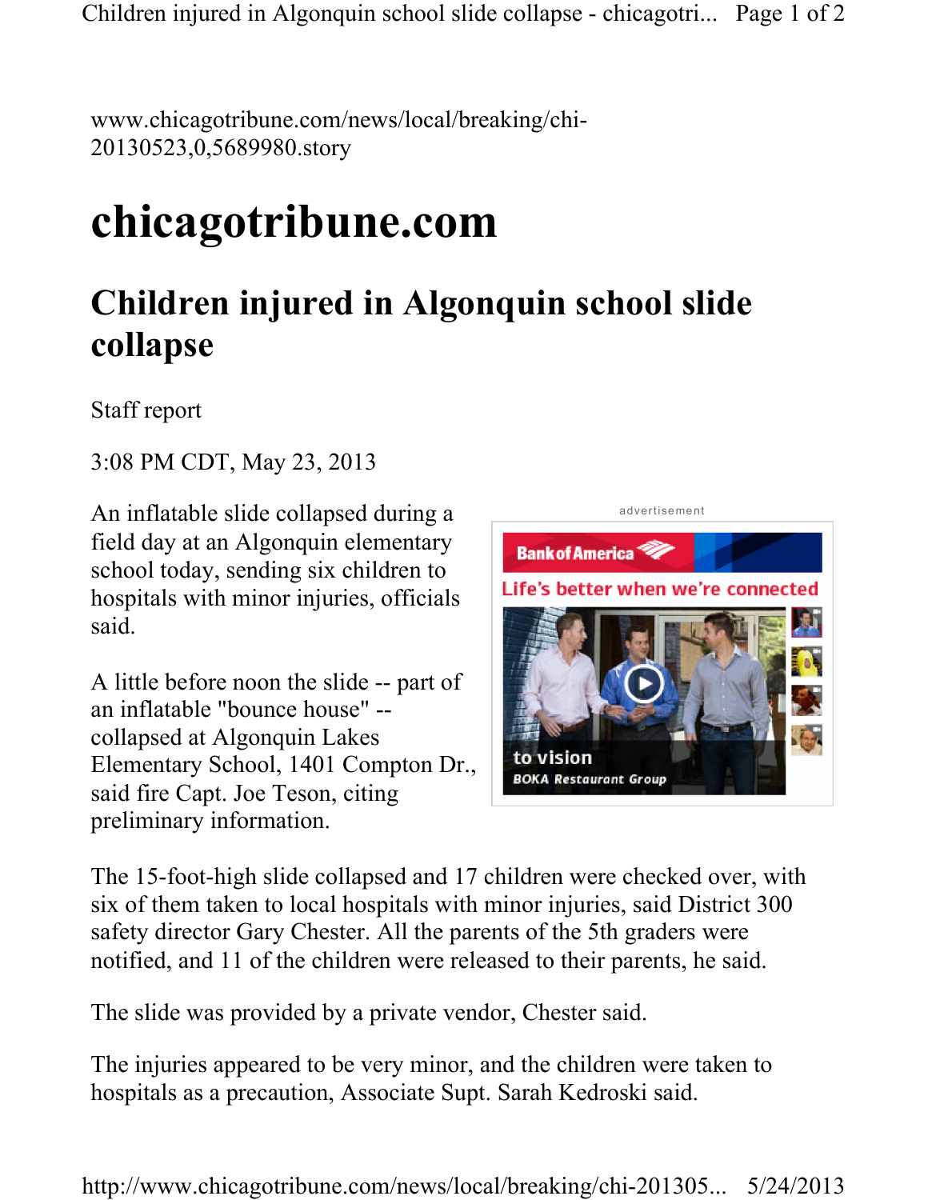www.chicagotribune.com/news/local/breaking/chi-20130523,0,5689980.story

# chicagotribune.com

## Children injured in Algonquin school slide collapse

Staff report

3:08 PM CDT, May 23, 2013

An inflatable slide collapsed during a field day at an Algonquin elementary school today, sending six children to hospitals with minor injuries, officials said.

A little before noon the slide -- part of an inflatable "bounce house" -- collapsed at Algonquin Lakes Elementary School, 1401 Compton Dr., said fire Capt. Joe Teson, citing preliminary information.

The 15-foot-high slide collapsed and 17 children were checked over, with six of them taken to local hospitals with minor injuries, said District 300 safety director Gary Chester. All the parents of the 5th graders were notified, and 11 of the children were released to their parents, he said.

The slide was provided by a private vendor, Chester said.

The injuries appeared to be very minor, and the children were taken to hospitals as a precaution, Associate Supt. Sarah Kedroski said.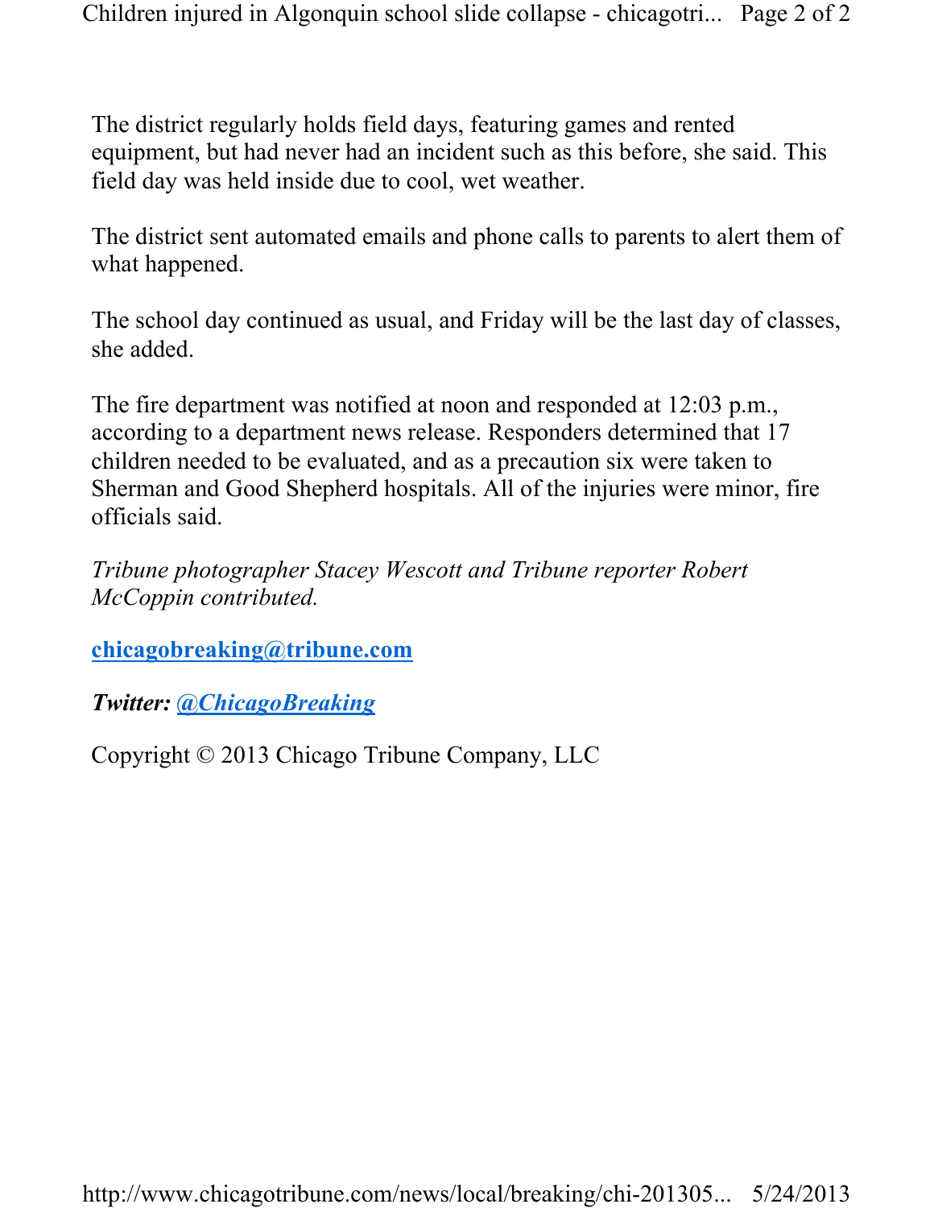The district regularly holds field days, featuring games and rented equipment, but had never had an incident such as this before, she said. This field day was held inside due to cool, wet weather.

The district sent automated emails and phone calls to parents to alert them of what happened.

The school day continued as usual, and Friday will be the last day of classes, she added.

The fire department was notified at noon and responded at 12:03 p.m., according to a department news release. Responders determined that 17 children needed to be evaluated, and as a precaution six were taken to Sherman and Good Shepherd hospitals. All of the injuries were minor, fire officials said.

*Tribune photographer Stacey Wescott and Tribune reporter Robert McCoppin contributed.*

**chicagobreaking@tribune.com**

***Twitter: @ChicagoBreaking***

Copyright © 2013 Chicago Tribune Company, LLC